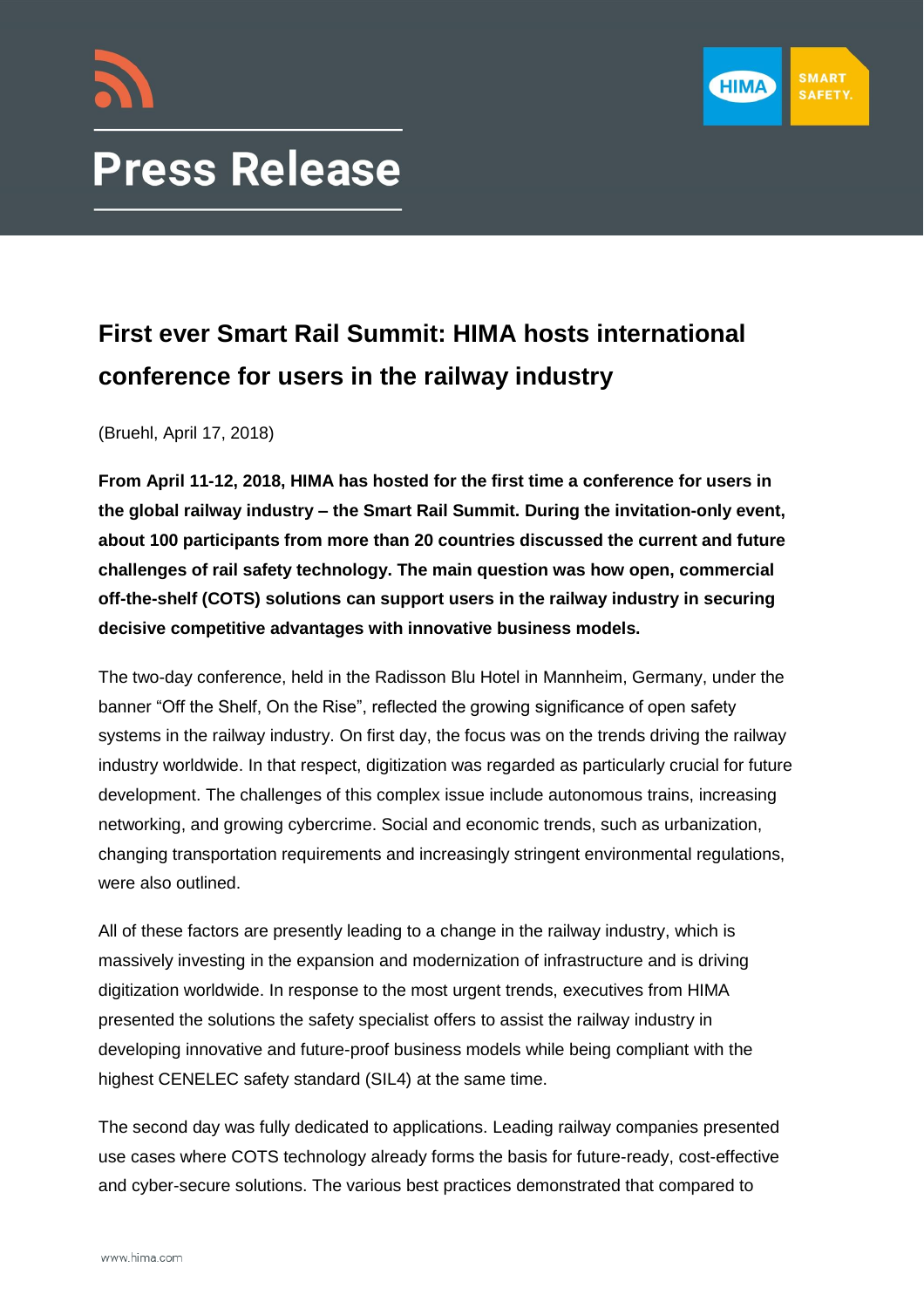# Press Release

## First ever Smart Rail Summit: HIMA hosts international conference for users in the railway industry

(Bruehl, April 17, 2018)

**From April 11-12, 2018, HIMA has hosted for the first time a conference for users in the global railway industry – the Smart Rail Summit. During the invitation-only event, about 100 participants from more than 20 countries discussed the current and future challenges of rail safety technology. The main question was how open, commercial off-the-shelf (COTS) solutions can support users in the railway industry in securing decisive competitive advantages with innovative business models.**

The two-day conference, held in the Radisson Blu Hotel in Mannheim, Germany, under the banner "Off the Shelf, On the Rise", reflected the growing significance of open safety systems in the railway industry. On first day, the focus was on the trends driving the railway industry worldwide. In that respect, digitization was regarded as particularly crucial for future development. The challenges of this complex issue include autonomous trains, increasing networking, and growing cybercrime. Social and economic trends, such as urbanization, changing transportation requirements and increasingly stringent environmental regulations, were also outlined.

All of these factors are presently leading to a change in the railway industry, which is massively investing in the expansion and modernization of infrastructure and is driving digitization worldwide. In response to the most urgent trends, executives from HIMA presented the solutions the safety specialist offers to assist the railway industry in developing innovative and future-proof business models while being compliant with the highest CENELEC safety standard (SIL4) at the same time.

The second day was fully dedicated to applications. Leading railway companies presented use cases where COTS technology already forms the basis for future-ready, cost-effective and cyber-secure solutions. The various best practices demonstrated that compared to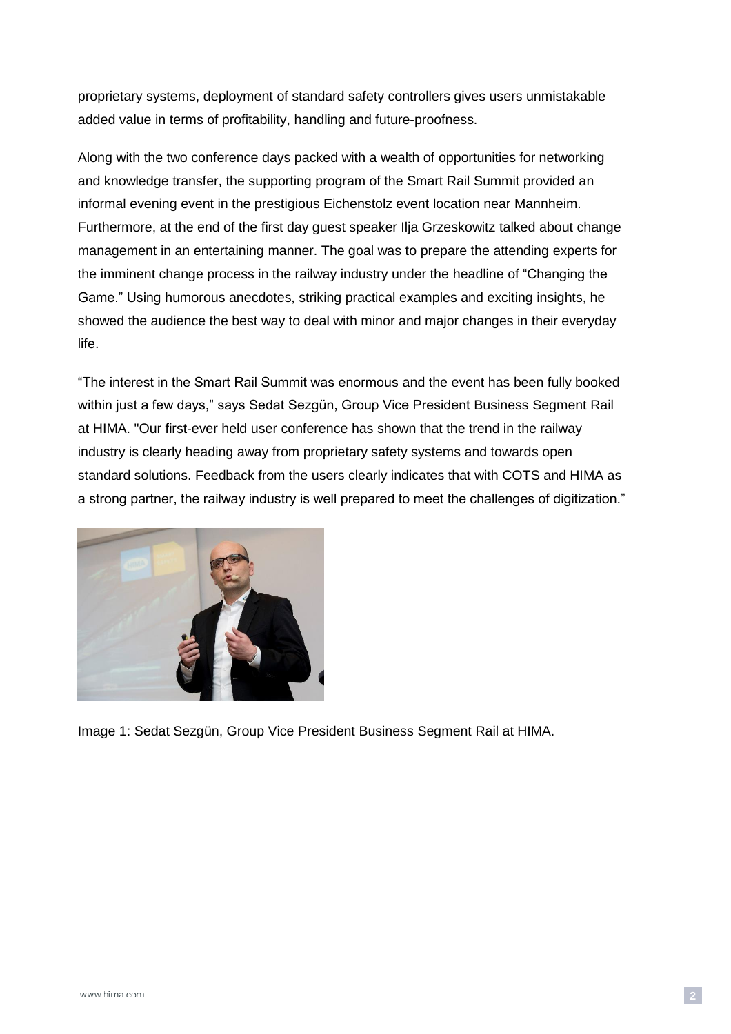proprietary systems, deployment of standard safety controllers gives users unmistakable added value in terms of profitability, handling and future-proofness.

Along with the two conference days packed with a wealth of opportunities for networking and knowledge transfer, the supporting program of the Smart Rail Summit provided an informal evening event in the prestigious Eichenstolz event location near Mannheim. Furthermore, at the end of the first day guest speaker Ilja Grzeskowitz talked about change management in an entertaining manner. The goal was to prepare the attending experts for the imminent change process in the railway industry under the headline of "Changing the Game." Using humorous anecdotes, striking practical examples and exciting insights, he showed the audience the best way to deal with minor and major changes in their everyday life.

"The interest in the Smart Rail Summit was enormous and the event has been fully booked within just a few days," says Sedat Sezgün, Group Vice President Business Segment Rail at HIMA. "Our first-ever held user conference has shown that the trend in the railway industry is clearly heading away from proprietary safety systems and towards open standard solutions. Feedback from the users clearly indicates that with COTS and HIMA as a strong partner, the railway industry is well prepared to meet the challenges of digitization."

Image 1: Sedat Sezgün, Group Vice President Business Segment Rail at HIMA.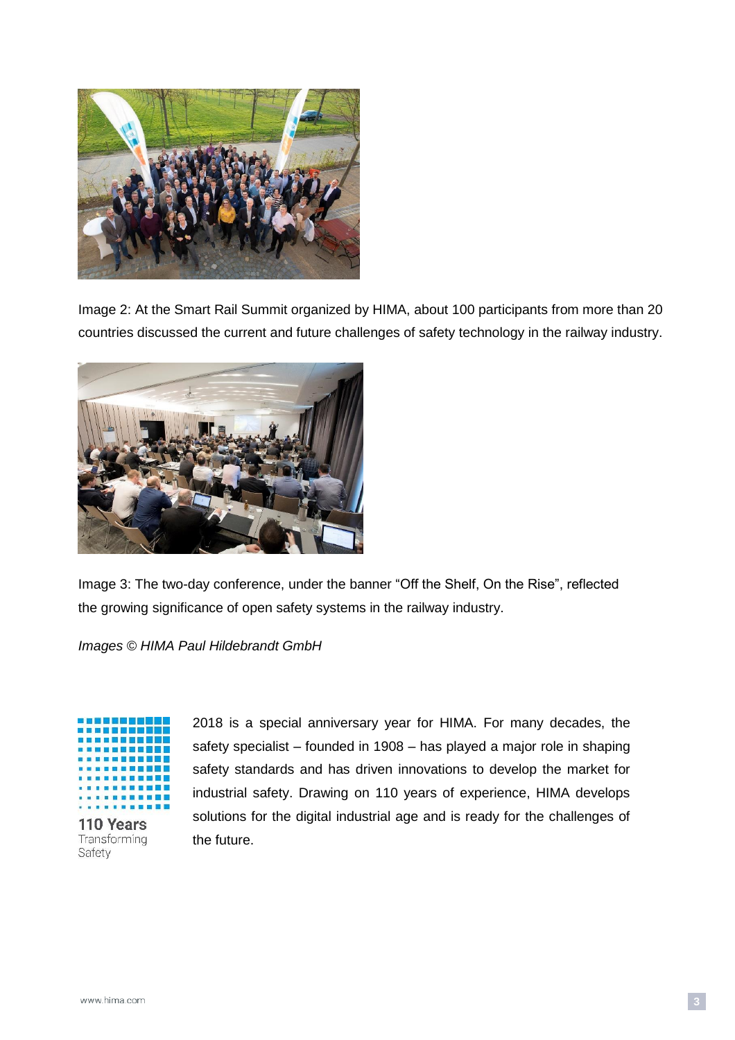Image 2: At the Smart Rail Summit organized by HIMA, about 100 participants from more than 20 countries discussed the current and future challenges of safety technology in the railway industry.

Image 3: The two-day conference, under the banner “Off the Shelf, On the Rise”, reflected the growing significance of open safety systems in the railway industry.

*Images © HIMA Paul Hildebrandt GmbH*

**110 Years**
Transforming
Safety

2018 is a special anniversary year for HIMA. For many decades, the safety specialist – founded in 1908 – has played a major role in shaping safety standards and has driven innovations to develop the market for industrial safety. Drawing on 110 years of experience, HIMA develops solutions for the digital industrial age and is ready for the challenges of the future.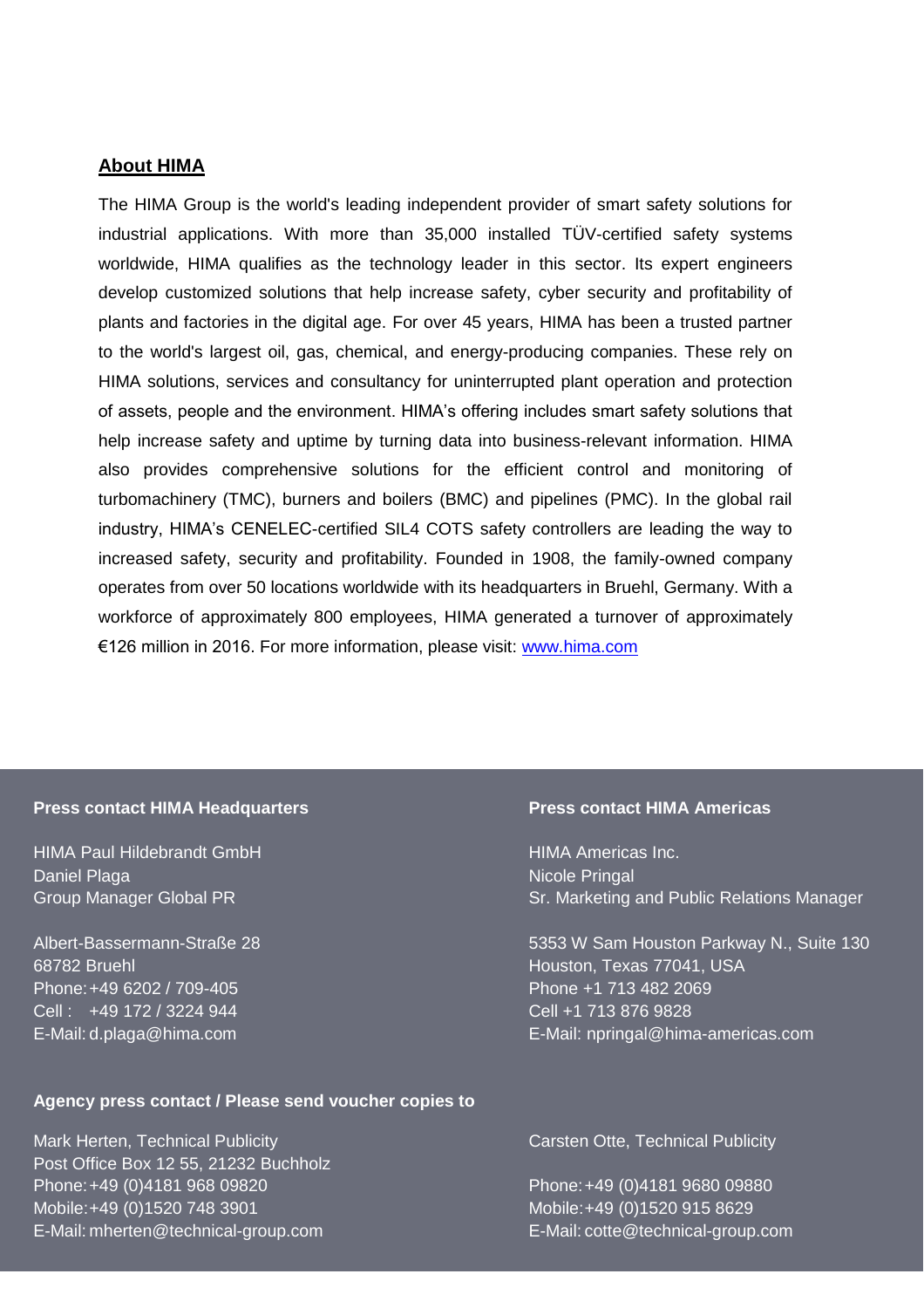**About HIMA**

The HIMA Group is the world's leading independent provider of smart safety solutions for industrial applications. With more than 35,000 installed TÜV-certified safety systems worldwide, HIMA qualifies as the technology leader in this sector. Its expert engineers develop customized solutions that help increase safety, cyber security and profitability of plants and factories in the digital age. For over 45 years, HIMA has been a trusted partner to the world's largest oil, gas, chemical, and energy-producing companies. These rely on HIMA solutions, services and consultancy for uninterrupted plant operation and protection of assets, people and the environment. HIMA's offering includes smart safety solutions that help increase safety and uptime by turning data into business-relevant information. HIMA also provides comprehensive solutions for the efficient control and monitoring of turbomachinery (TMC), burners and boilers (BMC) and pipelines (PMC). In the global rail industry, HIMA's CENELEC-certified SIL4 COTS safety controllers are leading the way to increased safety, security and profitability. Founded in 1908, the family-owned company operates from over 50 locations worldwide with its headquarters in Bruehl, Germany. With a workforce of approximately 800 employees, HIMA generated a turnover of approximately €126 million in 2016. For more information, please visit: www.hima.com

**Press contact HIMA Headquarters**

HIMA Paul Hildebrandt GmbH
Daniel Plaga
Group Manager Global PR

Albert-Bassermann-Straße 28
68782 Bruehl
Phone: +49 6202 / 709-405
Cell : +49 172 / 3224 944
E-Mail: d.plaga@hima.com

**Press contact HIMA Americas**

HIMA Americas Inc.
Nicole Pringal
Sr. Marketing and Public Relations Manager

5353 W Sam Houston Parkway N., Suite 130
Houston, Texas 77041, USA
Phone +1 713 482 2069
Cell +1 713 876 9828
E-Mail: npringal@hima-americas.com

**Agency press contact / Please send voucher copies to**

Mark Herten, Technical Publicity
Post Office Box 12 55, 21232 Buchholz
Phone: +49 (0)4181 968 09820
Mobile: +49 (0)1520 748 3901
E-Mail: mherten@technical-group.com

Carsten Otte, Technical Publicity

Phone: +49 (0)4181 9680 09880
Mobile: +49 (0)1520 915 8629
E-Mail: cotte@technical-group.com